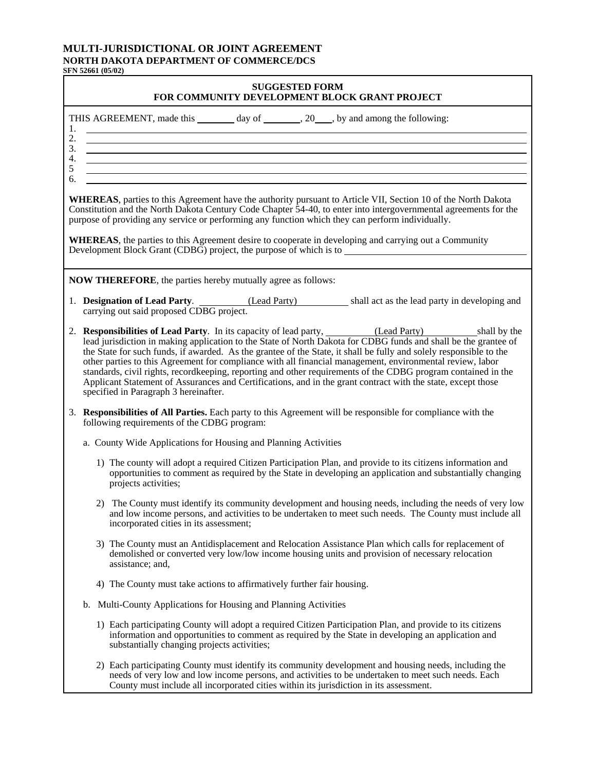# MULTI-JURISDICTIONAL OR JOINT AGREEMENT

**NORTH DAKOTA DEPARTMENT OF COMMERCE/DCS**
**SFN 52661 (05/02)**

## SUGGESTED FORM FOR COMMUNITY DEVELOPMENT BLOCK GRANT PROJECT

THIS AGREEMENT, made this ________ day of ________, 20___, by and among the following:

1. ______________________________
2. ______________________________
3. ______________________________
4. ______________________________
5. ______________________________
6. ______________________________

**WHEREAS**, parties to this Agreement have the authority pursuant to Article VII, Section 10 of the North Dakota Constitution and the North Dakota Century Code Chapter 54-40, to enter into intergovernmental agreements for the purpose of providing any service or performing any function which they can perform individually.

**WHEREAS**, the parties to this Agreement desire to cooperate in developing and carrying out a Community Development Block Grant (CDBG) project, the purpose of which is to ______________________________

**NOW THEREFORE**, the parties hereby mutually agree as follows:

1. **Designation of Lead Party**. __________(Lead Party)__________ shall act as the lead party in developing and carrying out said proposed CDBG project.

2. **Responsibilities of Lead Party**. In its capacity of lead party, __________(Lead Party)__________ shall by the lead jurisdiction in making application to the State of North Dakota for CDBG funds and shall be the grantee of the State for such funds, if awarded. As the grantee of the State, it shall be fully and solely responsible to the other parties to this Agreement for compliance with all financial management, environmental review, labor standards, civil rights, recordkeeping, reporting and other requirements of the CDBG program contained in the Applicant Statement of Assurances and Certifications, and in the grant contract with the state, except those specified in Paragraph 3 hereinafter.

3. **Responsibilities of All Parties.** Each party to this Agreement will be responsible for compliance with the following requirements of the CDBG program:

   a. County Wide Applications for Housing and Planning Activities

      1) The county will adopt a required Citizen Participation Plan, and provide to its citizens information and opportunities to comment as required by the State in developing an application and substantially changing projects activities;

      2) The County must identify its community development and housing needs, including the needs of very low and low income persons, and activities to be undertaken to meet such needs. The County must include all incorporated cities in its assessment;

      3) The County must an Antidisplacement and Relocation Assistance Plan which calls for replacement of demolished or converted very low/low income housing units and provision of necessary relocation assistance; and,

      4) The County must take actions to affirmatively further fair housing.

   b. Multi-County Applications for Housing and Planning Activities

      1) Each participating County will adopt a required Citizen Participation Plan, and provide to its citizens information and opportunities to comment as required by the State in developing an application and substantially changing projects activities;

      2) Each participating County must identify its community development and housing needs, including the needs of very low and low income persons, and activities to be undertaken to meet such needs. Each County must include all incorporated cities within its jurisdiction in its assessment.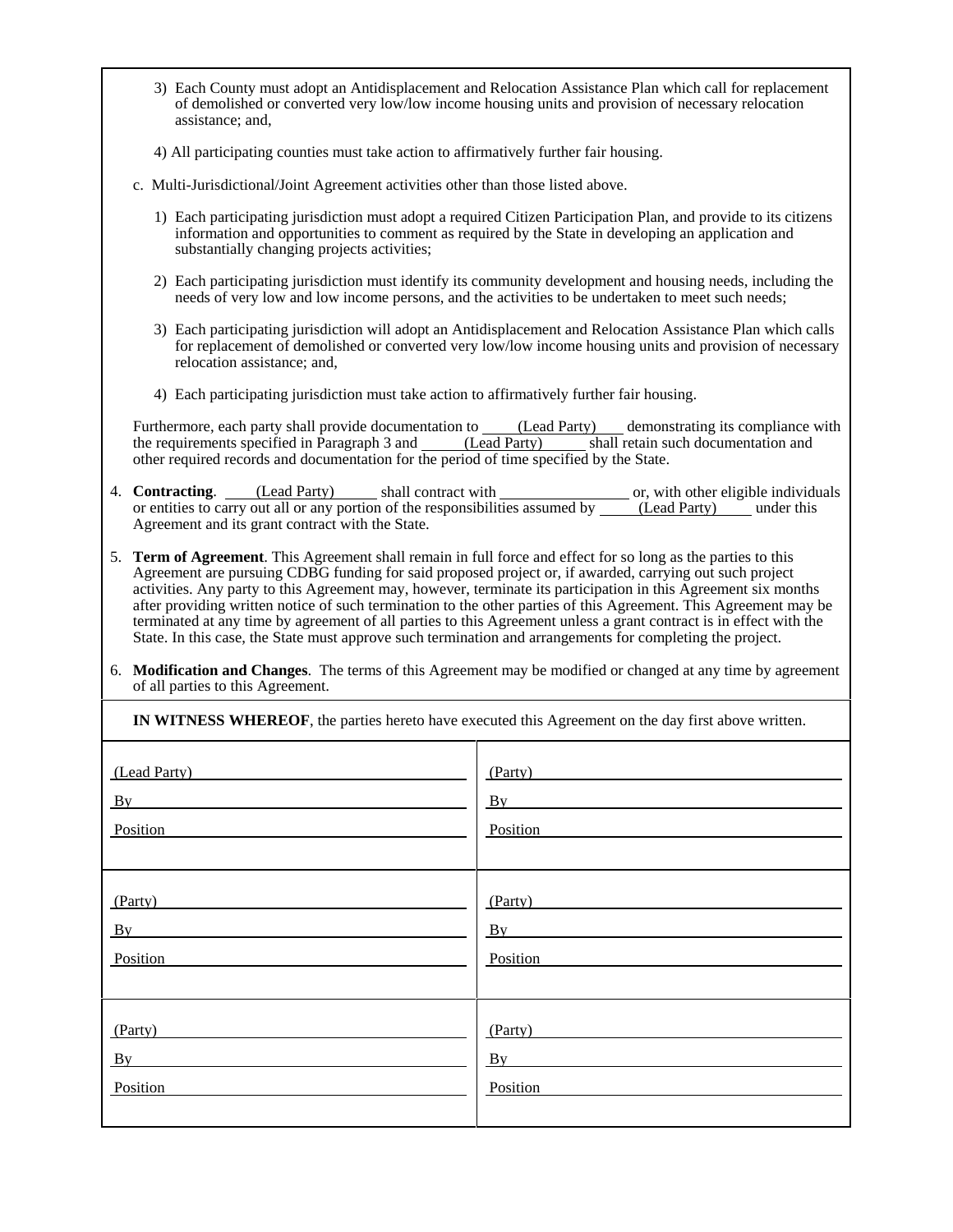3) Each County must adopt an Antidisplacement and Relocation Assistance Plan which call for replacement of demolished or converted very low/low income housing units and provision of necessary relocation assistance; and,

4) All participating counties must take action to affirmatively further fair housing.

c. Multi-Jurisdictional/Joint Agreement activities other than those listed above.

1) Each participating jurisdiction must adopt a required Citizen Participation Plan, and provide to its citizens information and opportunities to comment as required by the State in developing an application and substantially changing projects activities;

2) Each participating jurisdiction must identify its community development and housing needs, including the needs of very low and low income persons, and the activities to be undertaken to meet such needs;

3) Each participating jurisdiction will adopt an Antidisplacement and Relocation Assistance Plan which calls for replacement of demolished or converted very low/low income housing units and provision of necessary relocation assistance; and,

4) Each participating jurisdiction must take action to affirmatively further fair housing.

Furthermore, each party shall provide documentation to ____(Lead Party)____ demonstrating its compliance with the requirements specified in Paragraph 3 and ____(Lead Party)____ shall retain such documentation and other required records and documentation for the period of time specified by the State.

4. **Contracting**. ____(Lead Party)____ shall contract with ________________ or, with other eligible individuals or entities to carry out all or any portion of the responsibilities assumed by ____(Lead Party)____ under this Agreement and its grant contract with the State.

5. **Term of Agreement**. This Agreement shall remain in full force and effect for so long as the parties to this Agreement are pursuing CDBG funding for said proposed project or, if awarded, carrying out such project activities. Any party to this Agreement may, however, terminate its participation in this Agreement six months after providing written notice of such termination to the other parties of this Agreement. This Agreement may be terminated at any time by agreement of all parties to this Agreement unless a grant contract is in effect with the State. In this case, the State must approve such termination and arrangements for completing the project.

6. **Modification and Changes**. The terms of this Agreement may be modified or changed at any time by agreement of all parties to this Agreement.

**IN WITNESS WHEREOF**, the parties hereto have executed this Agreement on the day first above written.

| | |
|---|---|
| (Lead Party)<br>By<br>Position | (Party)<br>By<br>Position |
| (Party)<br>By<br>Position | (Party)<br>By<br>Position |
| (Party)<br>By<br>Position | (Party)<br>By<br>Position |